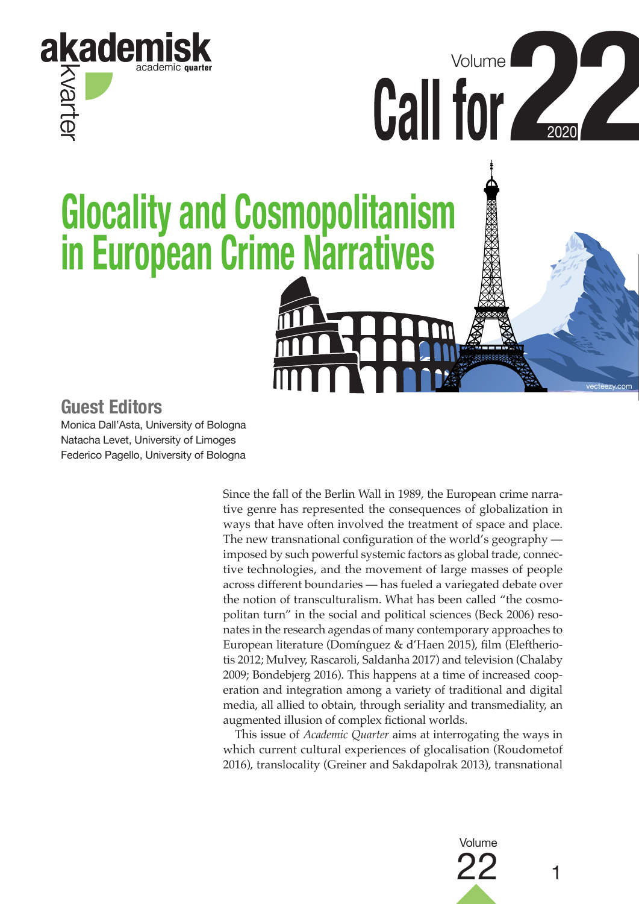# Call for Volume 22 2020

# Glocality and Cosmopolitanism in European Crime Narratives

## Guest Editors

Monica Dall'Asta, University of Bologna
Natacha Levet, University of Limoges
Federico Pagello, University of Bologna

Since the fall of the Berlin Wall in 1989, the European crime narrative genre has represented the consequences of globalization in ways that have often involved the treatment of space and place. The new transnational configuration of the world's geography — imposed by such powerful systemic factors as global trade, connective technologies, and the movement of large masses of people across different boundaries — has fueled a variegated debate over the notion of transculturalism. What has been called "the cosmopolitan turn" in the social and political sciences (Beck 2006) resonates in the research agendas of many contemporary approaches to European literature (Domínguez & d'Haen 2015), film (Eleftheriotis 2012; Mulvey, Rascaroli, Saldanha 2017) and television (Chalaby 2009; Bondebjerg 2016). This happens at a time of increased cooperation and integration among a variety of traditional and digital media, all allied to obtain, through seriality and transmediality, an augmented illusion of complex fictional worlds.

This issue of *Academic Quarter* aims at interrogating the ways in which current cultural experiences of glocalisation (Roudometof 2016), translocality (Greiner and Sakdapolrak 2013), transnational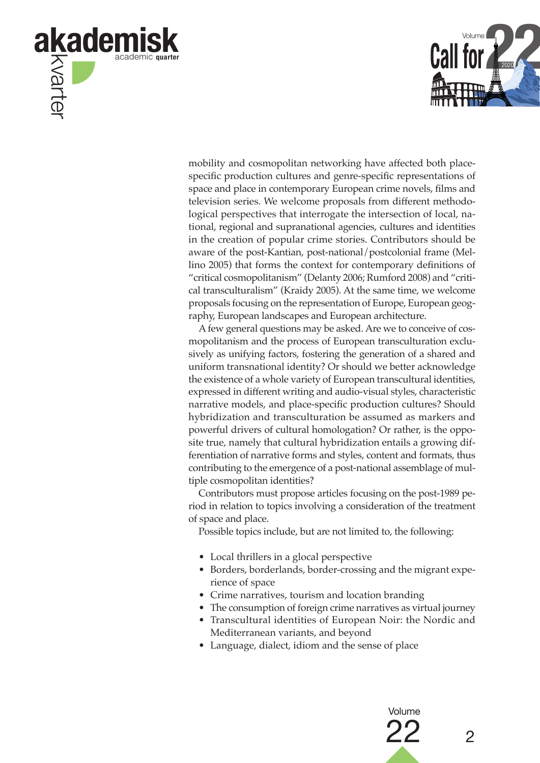mobility and cosmopolitan networking have affected both place-specific production cultures and genre-specific representations of space and place in contemporary European crime novels, films and television series. We welcome proposals from different methodological perspectives that interrogate the intersection of local, national, regional and supranational agencies, cultures and identities in the creation of popular crime stories. Contributors should be aware of the post-Kantian, post-national/postcolonial frame (Mellino 2005) that forms the context for contemporary definitions of "critical cosmopolitanism" (Delanty 2006; Rumford 2008) and "critical transculturalism" (Kraidy 2005). At the same time, we welcome proposals focusing on the representation of Europe, European geography, European landscapes and European architecture.

A few general questions may be asked. Are we to conceive of cosmopolitanism and the process of European transculturation exclusively as unifying factors, fostering the generation of a shared and uniform transnational identity? Or should we better acknowledge the existence of a whole variety of European transcultural identities, expressed in different writing and audio-visual styles, characteristic narrative models, and place-specific production cultures? Should hybridization and transculturation be assumed as markers and powerful drivers of cultural homologation? Or rather, is the opposite true, namely that cultural hybridization entails a growing differentiation of narrative forms and styles, content and formats, thus contributing to the emergence of a post-national assemblage of multiple cosmopolitan identities?

Contributors must propose articles focusing on the post-1989 period in relation to topics involving a consideration of the treatment of space and place.

Possible topics include, but are not limited to, the following:

- Local thrillers in a glocal perspective
- Borders, borderlands, border-crossing and the migrant experience of space
- Crime narratives, tourism and location branding
- The consumption of foreign crime narratives as virtual journey
- Transcultural identities of European Noir: the Nordic and Mediterranean variants, and beyond
- Language, dialect, idiom and the sense of place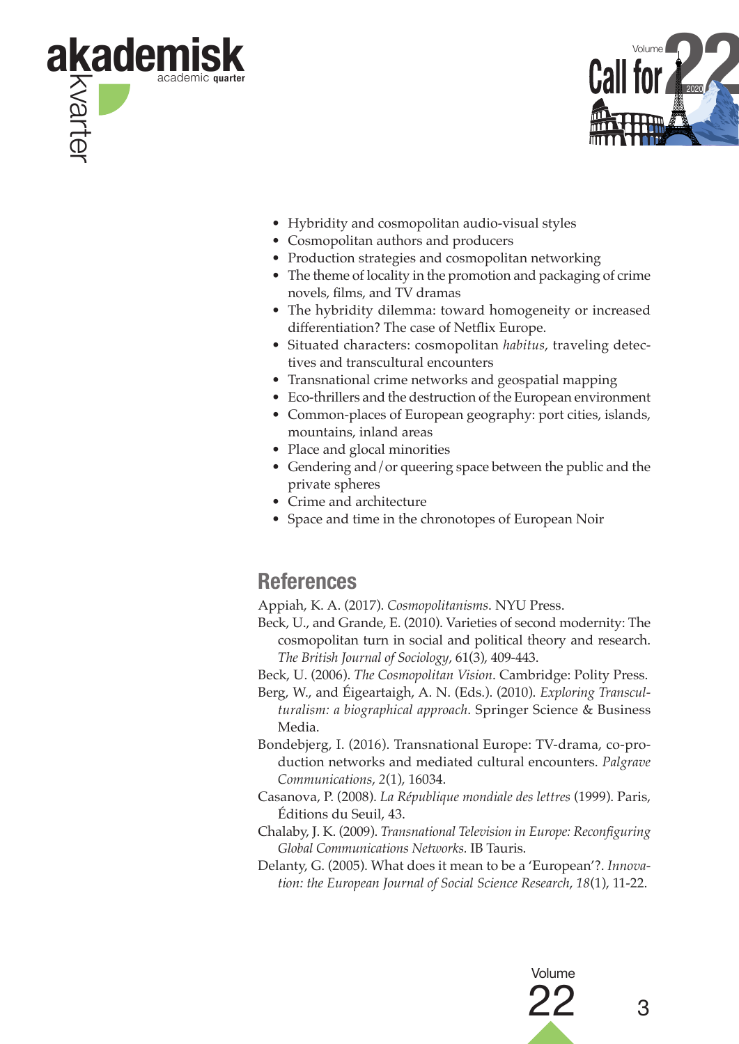- Hybridity and cosmopolitan audio-visual styles
- Cosmopolitan authors and producers
- Production strategies and cosmopolitan networking
- The theme of locality in the promotion and packaging of crime novels, films, and TV dramas
- The hybridity dilemma: toward homogeneity or increased differentiation? The case of Netflix Europe.
- Situated characters: cosmopolitan *habitus*, traveling detectives and transcultural encounters
- Transnational crime networks and geospatial mapping
- Eco-thrillers and the destruction of the European environment
- Common-places of European geography: port cities, islands, mountains, inland areas
- Place and glocal minorities
- Gendering and/or queering space between the public and the private spheres
- Crime and architecture
- Space and time in the chronotopes of European Noir

## References

Appiah, K. A. (2017). *Cosmopolitanisms*. NYU Press.

Beck, U., and Grande, E. (2010). Varieties of second modernity: The cosmopolitan turn in social and political theory and research. *The British Journal of Sociology*, 61(3), 409-443.

Beck, U. (2006). *The Cosmopolitan Vision*. Cambridge: Polity Press.

Berg, W., and Éigeartaigh, A. N. (Eds.). (2010). *Exploring Transculturalism: a biographical approach*. Springer Science & Business Media.

Bondebjerg, I. (2016). Transnational Europe: TV-drama, co-production networks and mediated cultural encounters. *Palgrave Communications*, *2*(1), 16034.

Casanova, P. (2008). *La République mondiale des lettres* (1999). Paris, Éditions du Seuil, 43.

Chalaby, J. K. (2009). *Transnational Television in Europe: Reconfiguring Global Communications Networks.* IB Tauris.

Delanty, G. (2005). What does it mean to be a 'European'?. *Innovation: the European Journal of Social Science Research*, *18*(1), 11-22.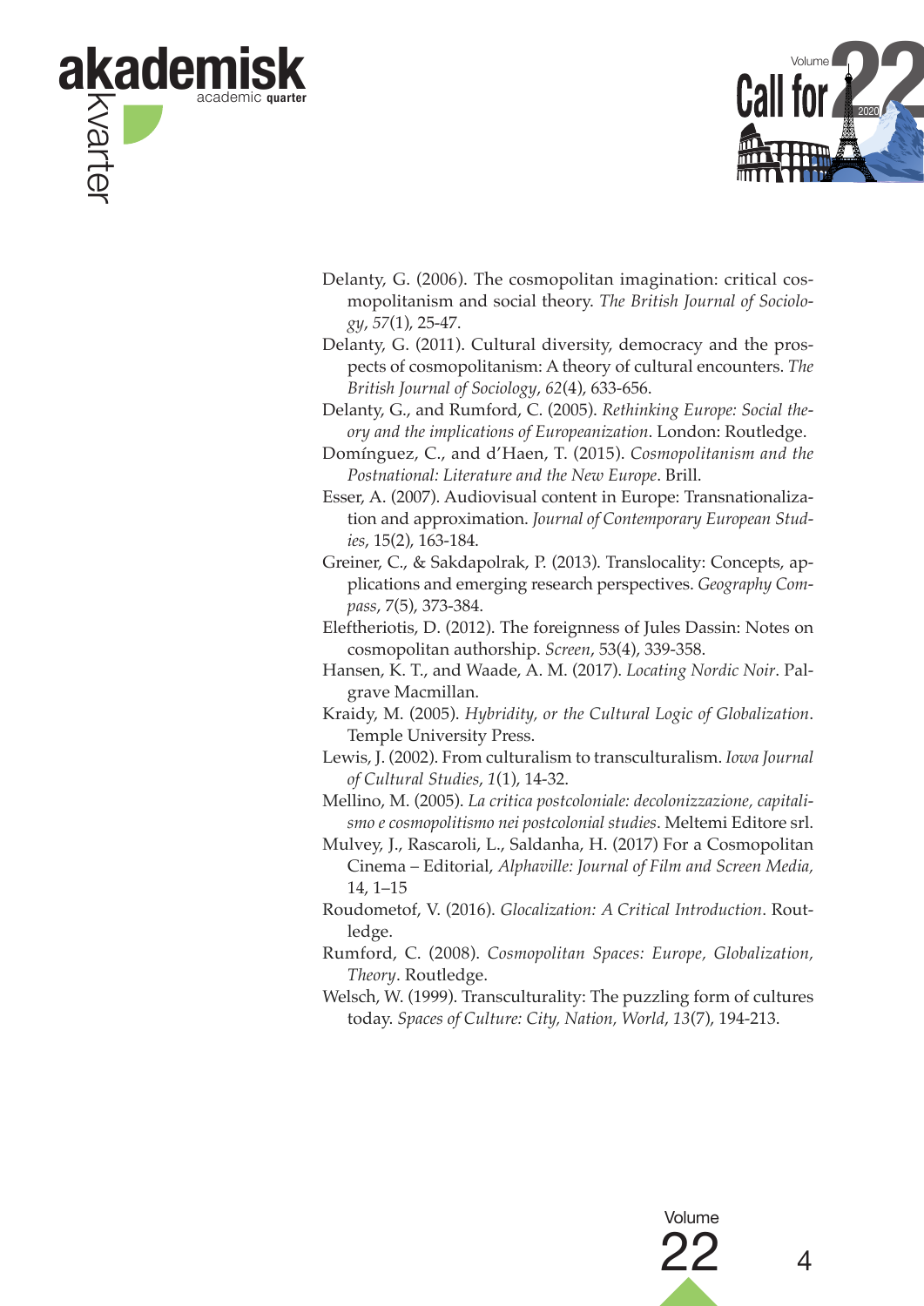Delanty, G. (2006). The cosmopolitan imagination: critical cosmopolitanism and social theory. *The British Journal of Sociology*, *57*(1), 25-47.

Delanty, G. (2011). Cultural diversity, democracy and the prospects of cosmopolitanism: A theory of cultural encounters. *The British Journal of Sociology*, *62*(4), 633-656.

Delanty, G., and Rumford, C. (2005). *Rethinking Europe: Social theory and the implications of Europeanization*. London: Routledge.

Domínguez, C., and d'Haen, T. (2015). *Cosmopolitanism and the Postnational: Literature and the New Europe*. Brill.

Esser, A. (2007). Audiovisual content in Europe: Transnationalization and approximation. *Journal of Contemporary European Studies*, 15(2), 163-184.

Greiner, C., & Sakdapolrak, P. (2013). Translocality: Concepts, applications and emerging research perspectives. *Geography Compass*, 7(5), 373-384.

Eleftheriotis, D. (2012). The foreignness of Jules Dassin: Notes on cosmopolitan authorship. *Screen*, 53(4), 339-358.

Hansen, K. T., and Waade, A. M. (2017). *Locating Nordic Noir*. Palgrave Macmillan.

Kraidy, M. (2005). *Hybridity, or the Cultural Logic of Globalization*. Temple University Press.

Lewis, J. (2002). From culturalism to transculturalism. *Iowa Journal of Cultural Studies*, *1*(1), 14-32.

Mellino, M. (2005). *La critica postcoloniale: decolonizzazione, capitalismo e cosmopolitismo nei postcolonial studies*. Meltemi Editore srl.

Mulvey, J., Rascaroli, L., Saldanha, H. (2017) For a Cosmopolitan Cinema – Editorial, *Alphaville: Journal of Film and Screen Media,* 14, 1–15

Roudometof, V. (2016). *Glocalization: A Critical Introduction*. Routledge.

Rumford, C. (2008). *Cosmopolitan Spaces: Europe, Globalization, Theory*. Routledge.

Welsch, W. (1999). Transculturality: The puzzling form of cultures today. *Spaces of Culture: City, Nation, World*, *13*(7), 194-213.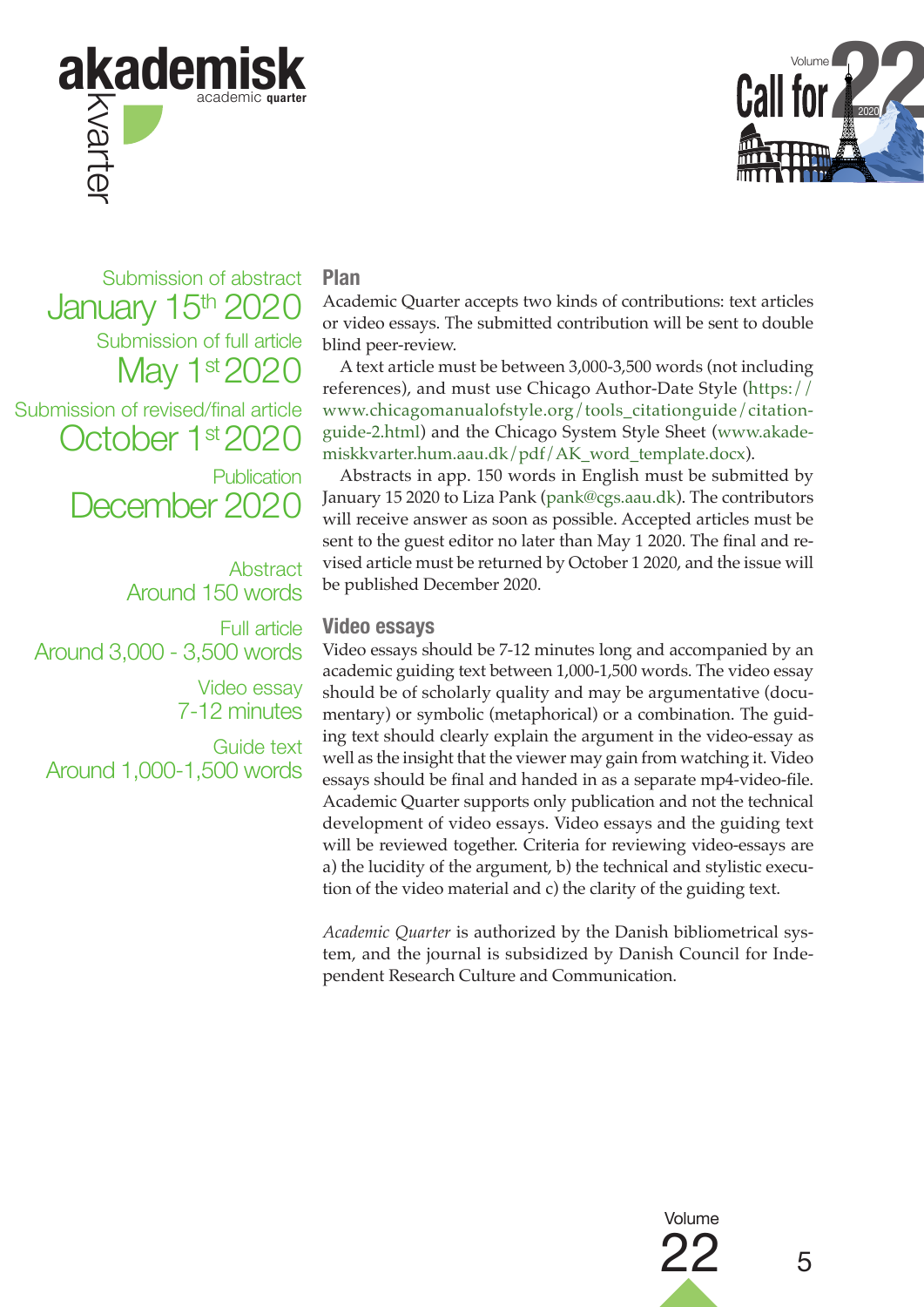akademisk kvarter academic quarter

Call for Volume 22 2020

Submission of abstract
January 15th 2020

Submission of full article
May 1st 2020

Submission of revised/final article
October 1st 2020

Publication
December 2020

Abstract
Around 150 words

Full article
Around 3,000 - 3,500 words

Video essay
7-12 minutes

Guide text
Around 1,000-1,500 words

## Plan

Academic Quarter accepts two kinds of contributions: text articles or video essays. The submitted contribution will be sent to double blind peer-review.

A text article must be between 3,000-3,500 words (not including references), and must use Chicago Author-Date Style (https://www.chicagomanualofstyle.org/tools_citationguide/citation-guide-2.html) and the Chicago System Style Sheet (www.akademiskkvarter.hum.aau.dk/pdf/AK_word_template.docx).

Abstracts in app. 150 words in English must be submitted by January 15 2020 to Liza Pank (pank@cgs.aau.dk). The contributors will receive answer as soon as possible. Accepted articles must be sent to the guest editor no later than May 1 2020. The final and revised article must be returned by October 1 2020, and the issue will be published December 2020.

## Video essays

Video essays should be 7-12 minutes long and accompanied by an academic guiding text between 1,000-1,500 words. The video essay should be of scholarly quality and may be argumentative (documentary) or symbolic (metaphorical) or a combination. The guiding text should clearly explain the argument in the video-essay as well as the insight that the viewer may gain from watching it. Video essays should be final and handed in as a separate mp4-video-file. Academic Quarter supports only publication and not the technical development of video essays. Video essays and the guiding text will be reviewed together. Criteria for reviewing video-essays are a) the lucidity of the argument, b) the technical and stylistic execution of the video material and c) the clarity of the guiding text.

*Academic Quarter* is authorized by the Danish bibliometrical system, and the journal is subsidized by Danish Council for Independent Research Culture and Communication.